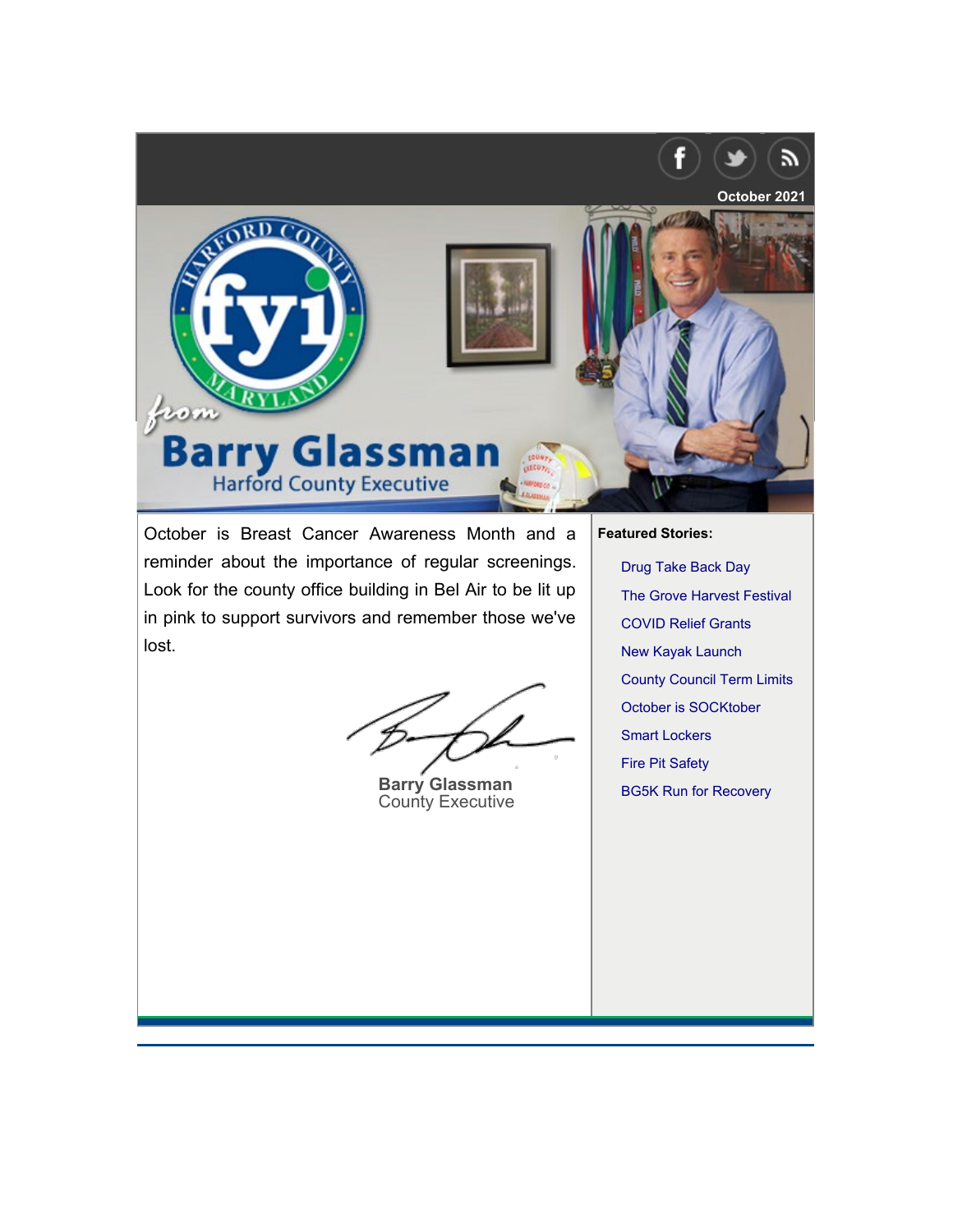October 2021

# fyi from Barry Glassman

Harford County Executive

October is Breast Cancer Awareness Month and a reminder about the importance of regular screenings. Look for the county office building in Bel Air to be lit up in pink to support survivors and remember those we've lost.

**Barry Glassman**
County Executive

**Featured Stories:**

- Drug Take Back Day
- The Grove Harvest Festival
- COVID Relief Grants
- New Kayak Launch
- County Council Term Limits
- October is SOCKtober
- Smart Lockers
- Fire Pit Safety
- BG5K Run for Recovery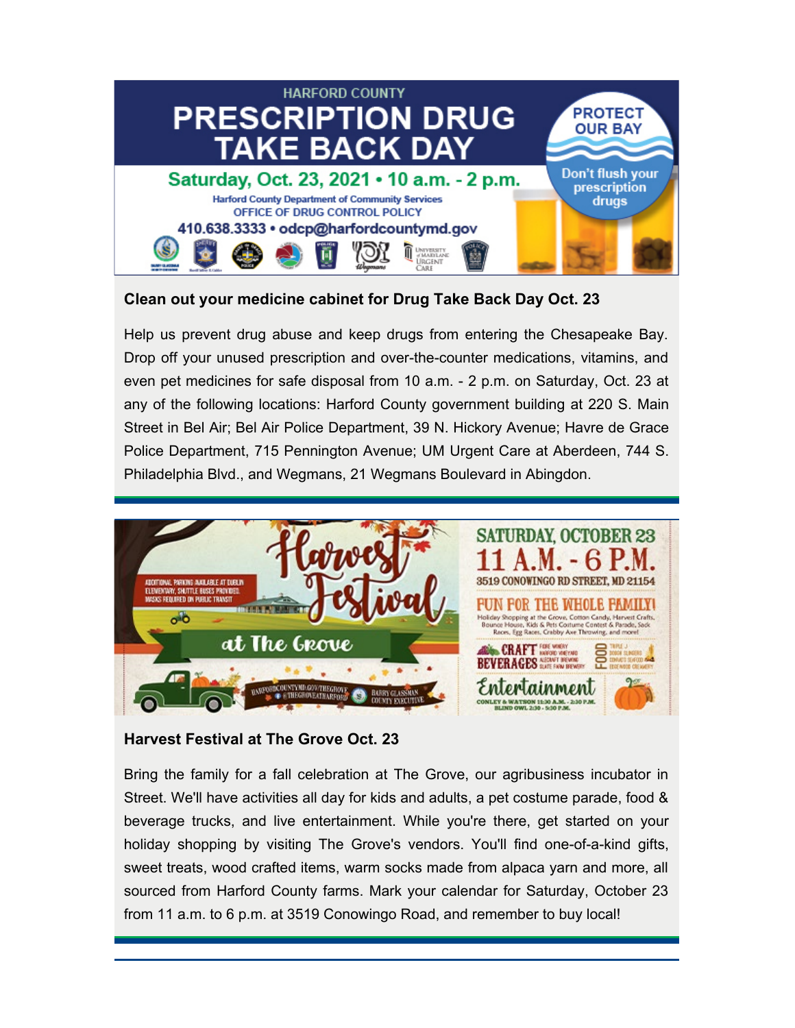## HARFORD COUNTY PRESCRIPTION DRUG TAKE BACK DAY

**Saturday, Oct. 23, 2021 • 10 a.m. - 2 p.m.**

Harford County Department of Community Services
OFFICE OF DRUG CONTROL POLICY
410.638.3333 • odcp@harfordcountymd.gov

PROTECT OUR BAY — Don't flush your prescription drugs

### Clean out your medicine cabinet for Drug Take Back Day Oct. 23

Help us prevent drug abuse and keep drugs from entering the Chesapeake Bay. Drop off your unused prescription and over-the-counter medications, vitamins, and even pet medicines for safe disposal from 10 a.m. - 2 p.m. on Saturday, Oct. 23 at any of the following locations: Harford County government building at 220 S. Main Street in Bel Air; Bel Air Police Department, 39 N. Hickory Avenue; Havre de Grace Police Department, 715 Pennington Avenue; UM Urgent Care at Aberdeen, 744 S. Philadelphia Blvd., and Wegmans, 21 Wegmans Boulevard in Abingdon.

---

## Harvest Festival at The Grove

**SATURDAY, OCTOBER 23 — 11 A.M. - 6 P.M.**
3519 CONOWINGO RD STREET, MD 21154

### Harvest Festival at The Grove Oct. 23

Bring the family for a fall celebration at The Grove, our agribusiness incubator in Street. We'll have activities all day for kids and adults, a pet costume parade, food & beverage trucks, and live entertainment. While you're there, get started on your holiday shopping by visiting The Grove's vendors. You'll find one-of-a-kind gifts, sweet treats, wood crafted items, warm socks made from alpaca yarn and more, all sourced from Harford County farms. Mark your calendar for Saturday, October 23 from 11 a.m. to 6 p.m. at 3519 Conowingo Road, and remember to buy local!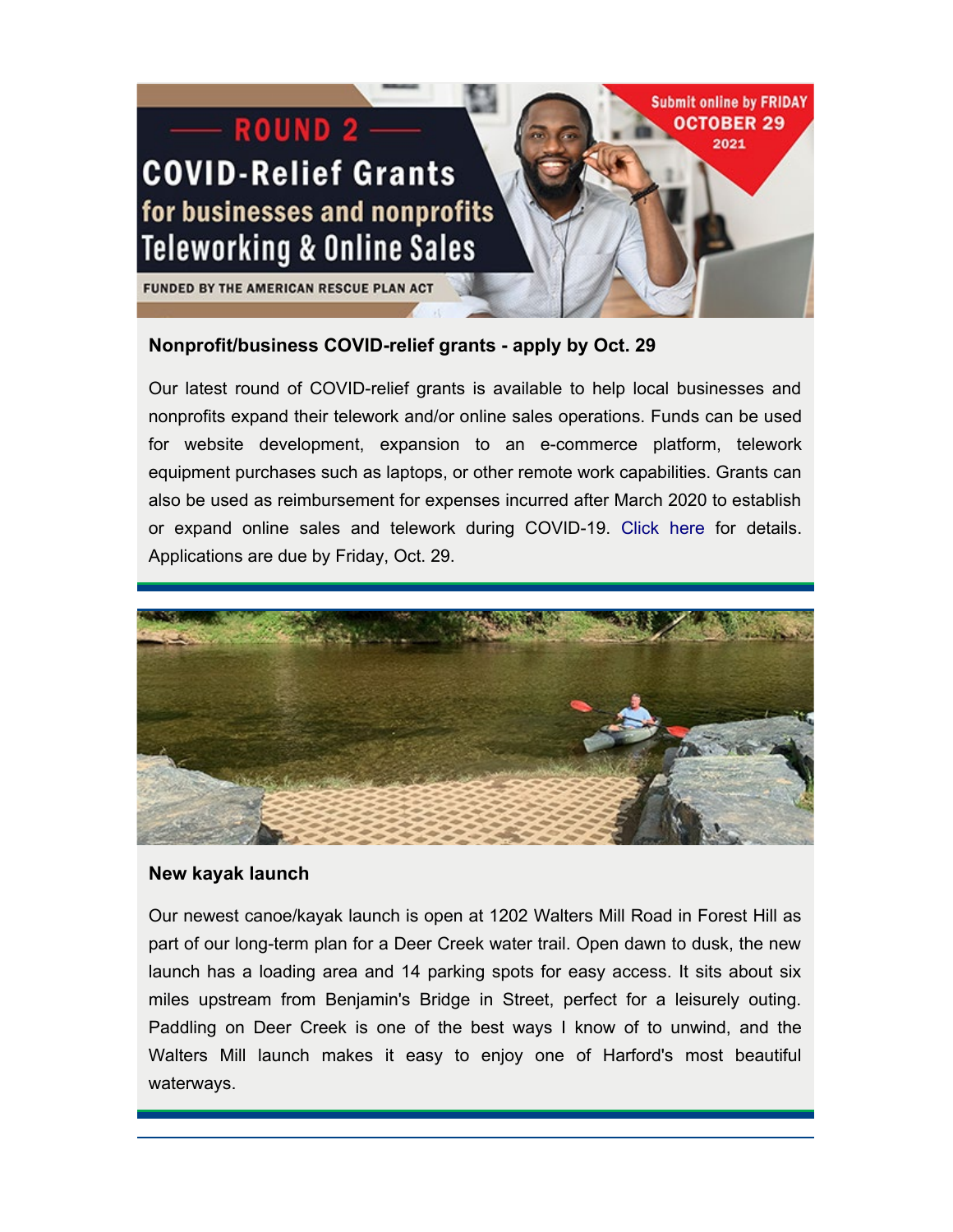### Nonprofit/business COVID-relief grants - apply by Oct. 29

Our latest round of COVID-relief grants is available to help local businesses and nonprofits expand their telework and/or online sales operations. Funds can be used for website development, expansion to an e-commerce platform, telework equipment purchases such as laptops, or other remote work capabilities. Grants can also be used as reimbursement for expenses incurred after March 2020 to establish or expand online sales and telework during COVID-19. Click here for details. Applications are due by Friday, Oct. 29.

### New kayak launch

Our newest canoe/kayak launch is open at 1202 Walters Mill Road in Forest Hill as part of our long-term plan for a Deer Creek water trail. Open dawn to dusk, the new launch has a loading area and 14 parking spots for easy access. It sits about six miles upstream from Benjamin's Bridge in Street, perfect for a leisurely outing. Paddling on Deer Creek is one of the best ways I know of to unwind, and the Walters Mill launch makes it easy to enjoy one of Harford's most beautiful waterways.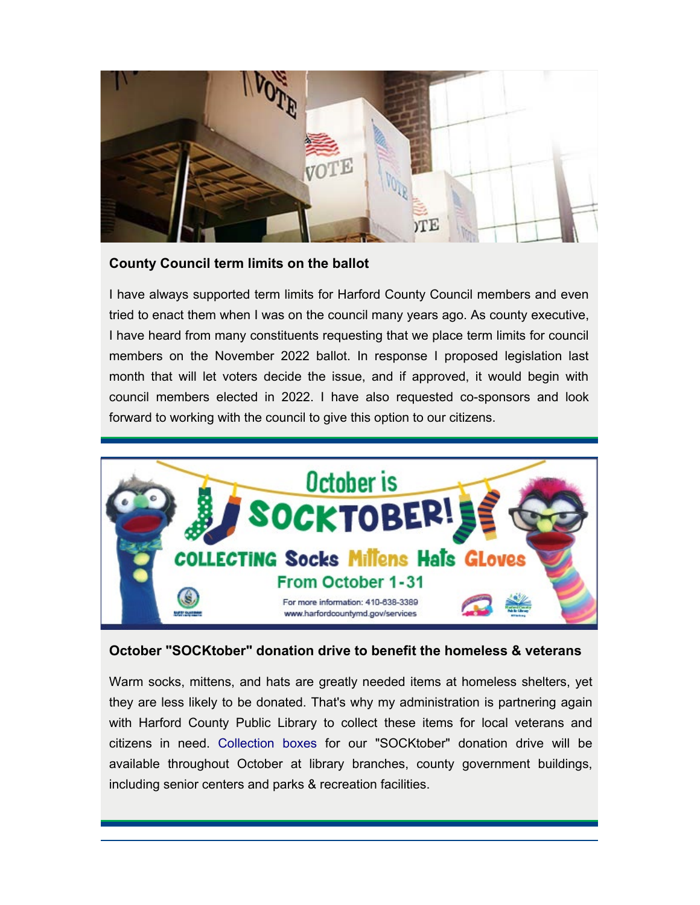**County Council term limits on the ballot**

I have always supported term limits for Harford County Council members and even tried to enact them when I was on the council many years ago. As county executive, I have heard from many constituents requesting that we place term limits for council members on the November 2022 ballot. In response I proposed legislation last month that will let voters decide the issue, and if approved, it would begin with council members elected in 2022. I have also requested co-sponsors and look forward to working with the council to give this option to our citizens.

**October "SOCKtober" donation drive to benefit the homeless & veterans**

Warm socks, mittens, and hats are greatly needed items at homeless shelters, yet they are less likely to be donated. That's why my administration is partnering again with Harford County Public Library to collect these items for local veterans and citizens in need. Collection boxes for our "SOCKtober" donation drive will be available throughout October at library branches, county government buildings, including senior centers and parks & recreation facilities.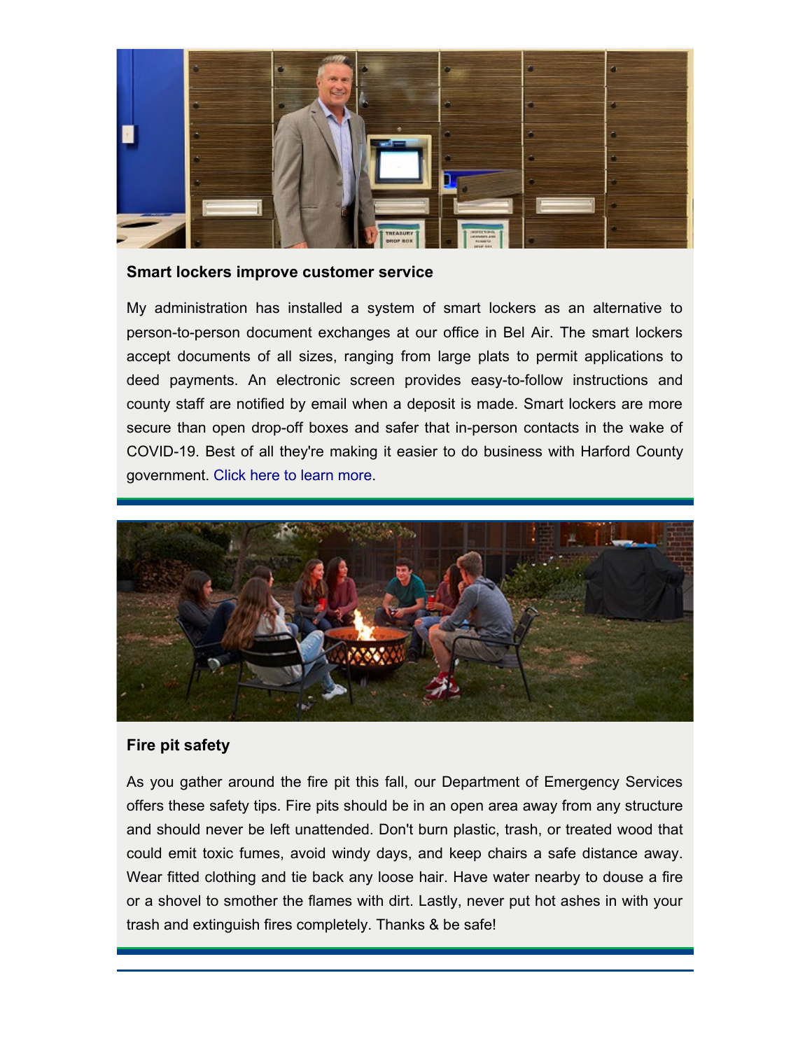### Smart lockers improve customer service

My administration has installed a system of smart lockers as an alternative to person-to-person document exchanges at our office in Bel Air. The smart lockers accept documents of all sizes, ranging from large plats to permit applications to deed payments. An electronic screen provides easy-to-follow instructions and county staff are notified by email when a deposit is made. Smart lockers are more secure than open drop-off boxes and safer that in-person contacts in the wake of COVID-19. Best of all they're making it easier to do business with Harford County government. Click here to learn more.

### Fire pit safety

As you gather around the fire pit this fall, our Department of Emergency Services offers these safety tips. Fire pits should be in an open area away from any structure and should never be left unattended. Don't burn plastic, trash, or treated wood that could emit toxic fumes, avoid windy days, and keep chairs a safe distance away. Wear fitted clothing and tie back any loose hair. Have water nearby to douse a fire or a shovel to smother the flames with dirt. Lastly, never put hot ashes in with your trash and extinguish fires completely. Thanks & be safe!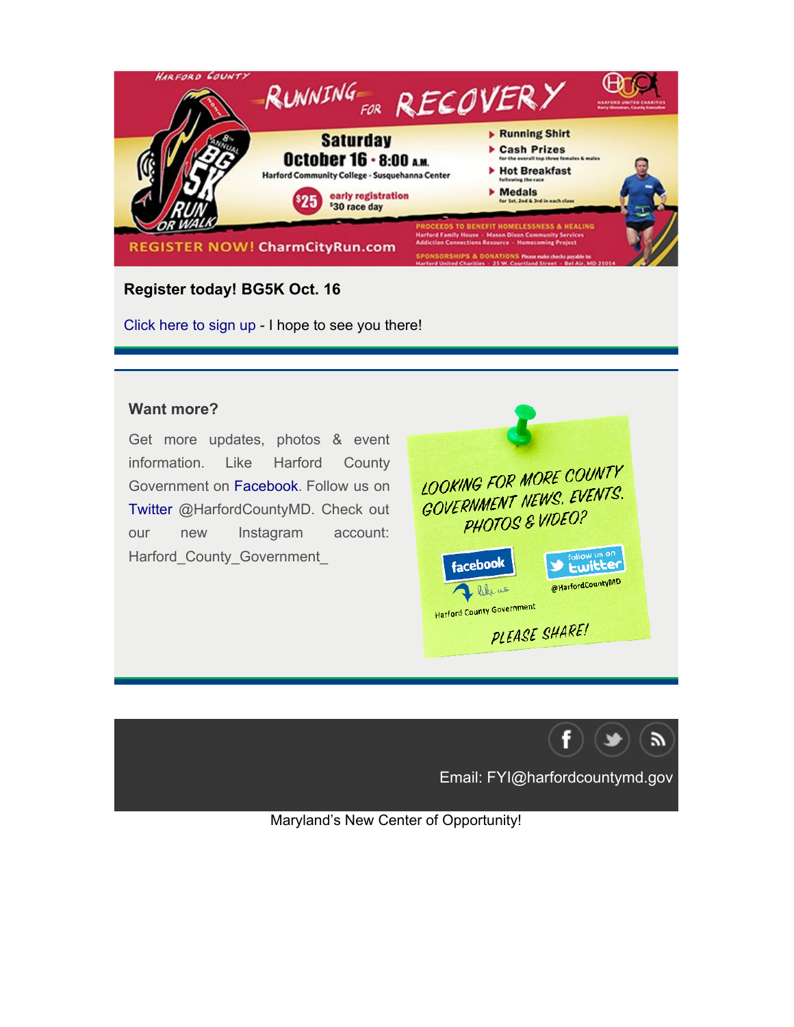**Register today! BG5K Oct. 16**

Click here to sign up - I hope to see you there!

**Want more?**

Get more updates, photos & event information. Like Harford County Government on Facebook. Follow us on Twitter @HarfordCountyMD. Check out our new Instagram account: Harford_County_Government_

Email: FYI@harfordcountymd.gov

Maryland's New Center of Opportunity!